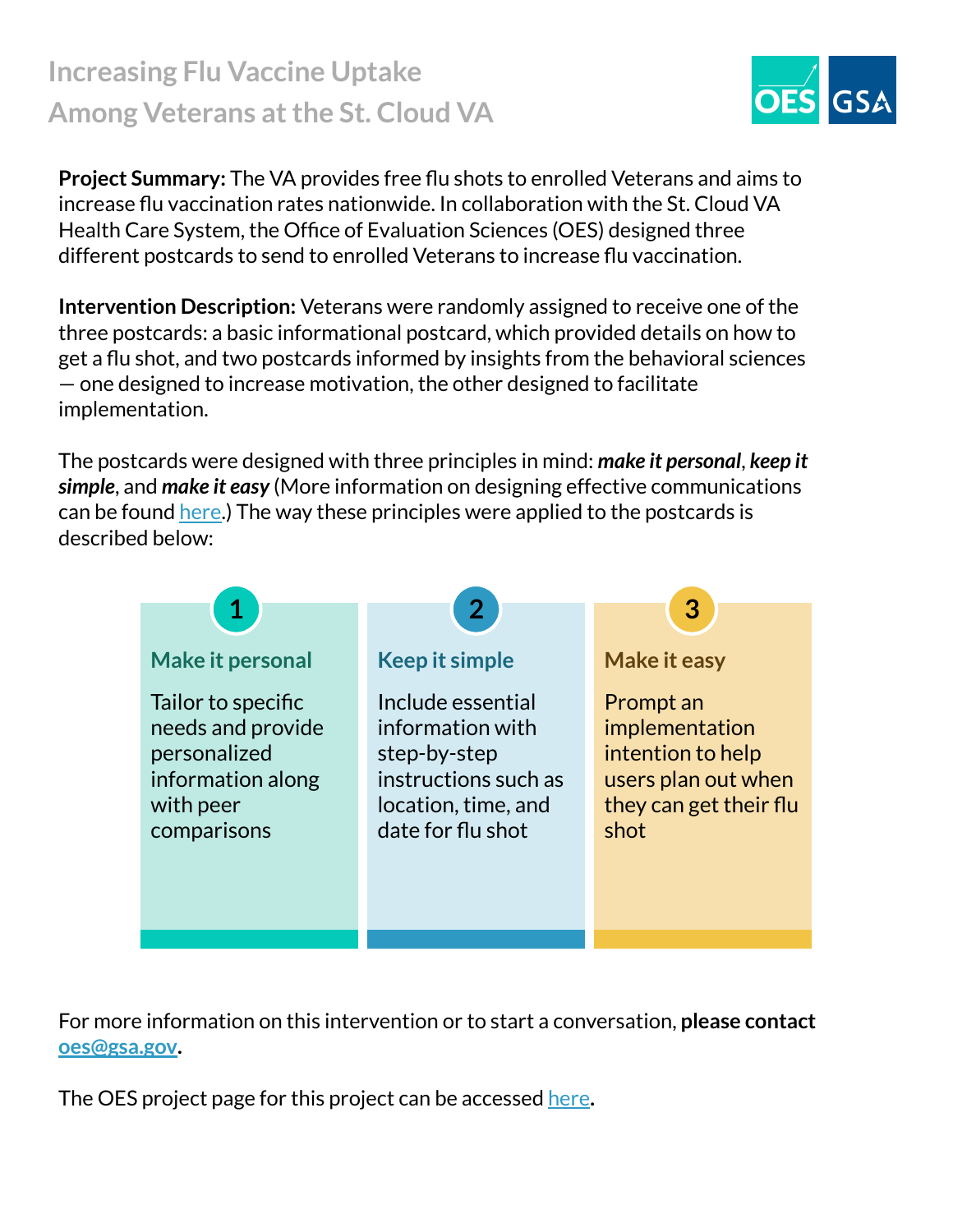# Increasing Flu Vaccine Uptake Among Veterans at the St. Cloud VA

**Project Summary:** The VA provides free flu shots to enrolled Veterans and aims to increase flu vaccination rates nationwide. In collaboration with the St. Cloud VA Health Care System, the Office of Evaluation Sciences (OES) designed three different postcards to send to enrolled Veterans to increase flu vaccination.

**Intervention Description:** Veterans were randomly assigned to receive one of the three postcards: a basic informational postcard, which provided details on how to get a flu shot, and two postcards informed by insights from the behavioral sciences — one designed to increase motivation, the other designed to facilitate implementation.

The postcards were designed with three principles in mind: ***make it personal***, ***keep it simple***, and ***make it easy*** (More information on designing effective communications can be found here.) The way these principles were applied to the postcards is described below:

**1. Make it personal**

Tailor to specific needs and provide personalized information along with peer comparisons

**2. Keep it simple**

Include essential information with step-by-step instructions such as location, time, and date for flu shot

**3. Make it easy**

Prompt an implementation intention to help users plan out when they can get their flu shot

For more information on this intervention or to start a conversation, **please contact oes@gsa.gov.**

The OES project page for this project can be accessed here.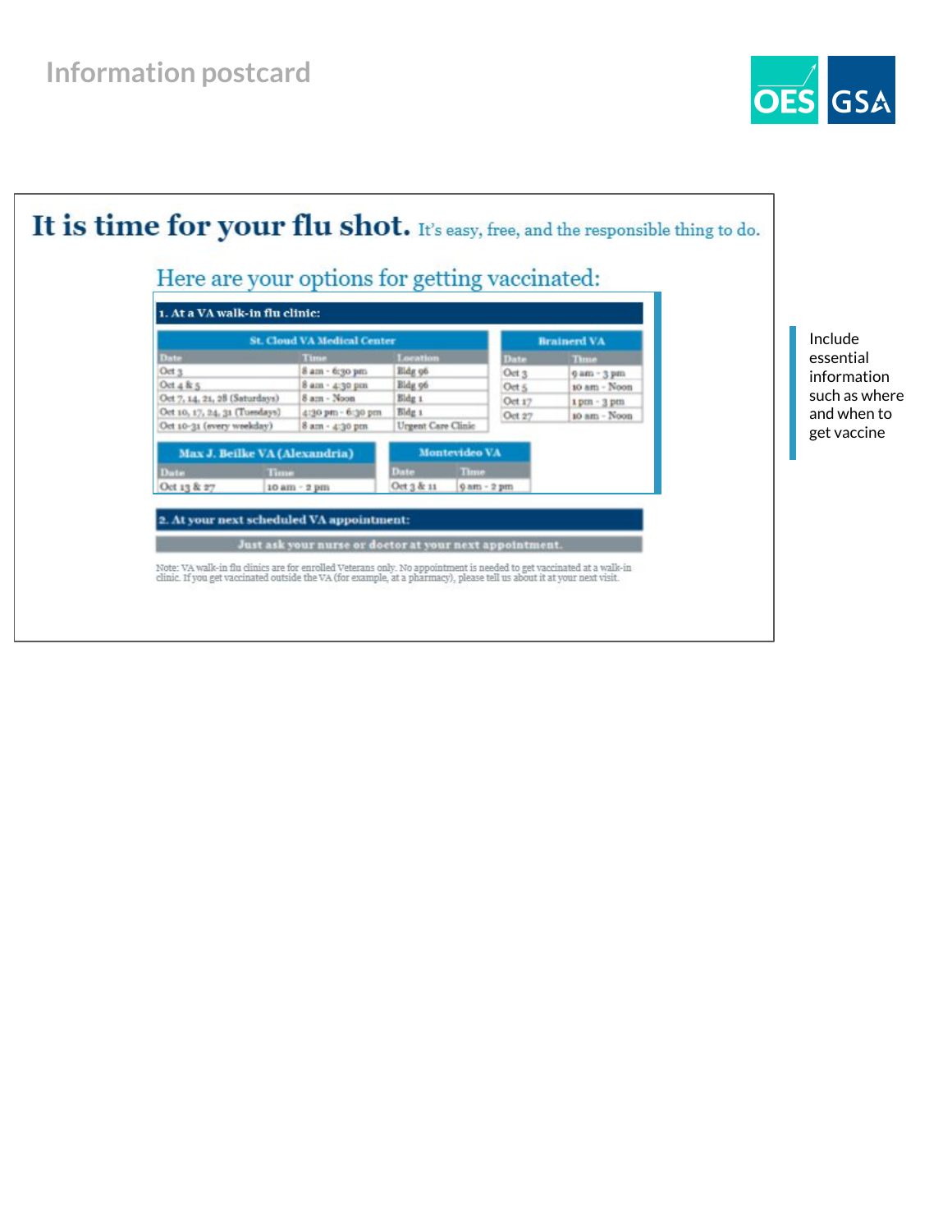# Information postcard

## It is time for your flu shot. It's easy, free, and the responsible thing to do.

### Here are your options for getting vaccinated:

**1. At a VA walk-in flu clinic:**

**St. Cloud VA Medical Center**

| Date | Time | Location |
|---|---|---|
| Oct 3 | 8 am - 6:30 pm | Bldg 96 |
| Oct 4 & 5 | 8 am - 4:30 pm | Bldg 96 |
| Oct 7, 14, 21, 28 (Saturdays) | 8 am - Noon | Bldg 1 |
| Oct 10, 17, 24, 31 (Tuesdays) | 4:30 pm - 6:30 pm | Bldg 1 |
| Oct 10-31 (every weekday) | 8 am - 4:30 pm | Urgent Care Clinic |

**Brainerd VA**

| Date | Time |
|---|---|
| Oct 3 | 9 am - 3 pm |
| Oct 5 | 10 am - Noon |
| Oct 17 | 1 pm - 3 pm |
| Oct 27 | 10 am - Noon |

**Max J. Beilke VA (Alexandria)**

| Date | Time |
|---|---|
| Oct 13 & 27 | 10 am - 2 pm |

**Montevideo VA**

| Date | Time |
|---|---|
| Oct 3 & 11 | 9 am - 2 pm |

**2. At your next scheduled VA appointment:**

**Just ask your nurse or doctor at your next appointment.**

Note: VA walk-in flu clinics are for enrolled Veterans only. No appointment is needed to get vaccinated at a walk-in clinic. If you get vaccinated outside the VA (for example, at a pharmacy), please tell us about it at your next visit.

Include essential information such as where and when to get vaccine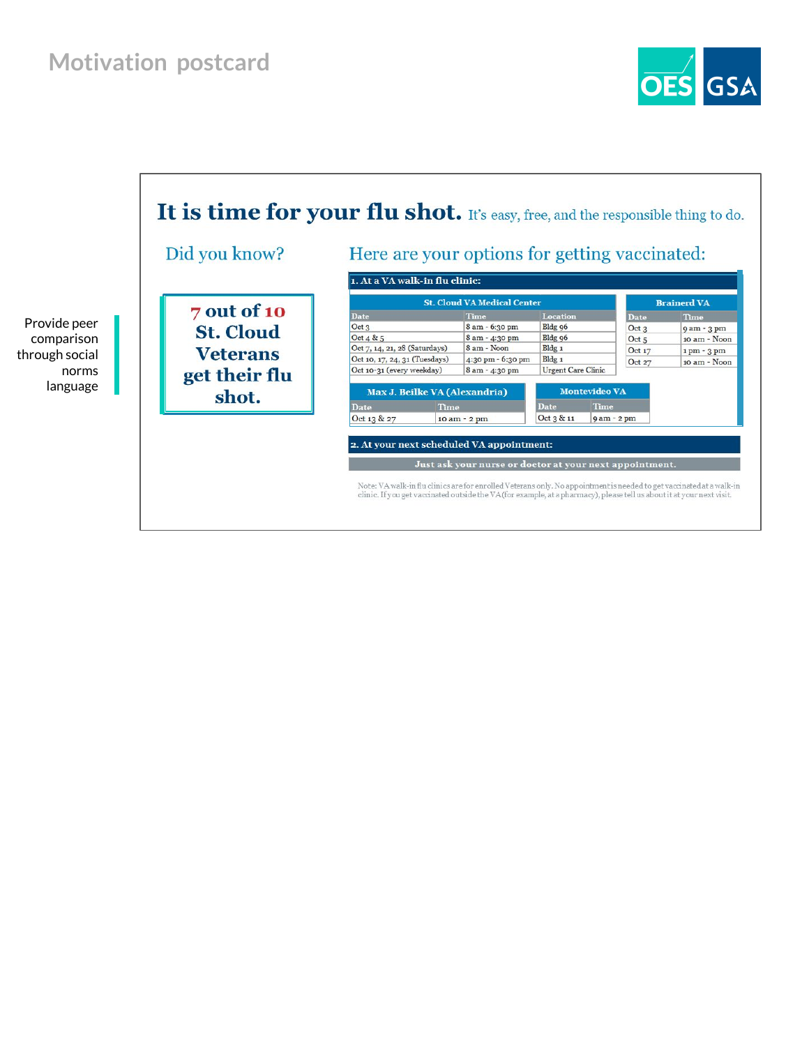# Motivation postcard

Provide peer comparison through social norms language

## It is time for your flu shot. It's easy, free, and the responsible thing to do.

### Did you know?

**7 out of 10 St. Cloud Veterans get their flu shot.**

### Here are your options for getting vaccinated:

**1. At a VA walk-in flu clinic:**

**St. Cloud VA Medical Center**

| Date | Time | Location |
|---|---|---|
| Oct 3 | 8 am - 6:30 pm | Bldg 96 |
| Oct 4 & 5 | 8 am - 4:30 pm | Bldg 96 |
| Oct 7, 14, 21, 28 (Saturdays) | 8 am - Noon | Bldg 1 |
| Oct 10, 17, 24, 31 (Tuesdays) | 4:30 pm - 6:30 pm | Bldg 1 |
| Oct 10-31 (every weekday) | 8 am - 4:30 pm | Urgent Care Clinic |

**Brainerd VA**

| Date | Time |
|---|---|
| Oct 3 | 9 am - 3 pm |
| Oct 5 | 10 am - Noon |
| Oct 17 | 1 pm - 3 pm |
| Oct 27 | 10 am - Noon |

**Max J. Beilke VA (Alexandria)**

| Date | Time |
|---|---|
| Oct 13 & 27 | 10 am - 2 pm |

**Montevideo VA**

| Date | Time |
|---|---|
| Oct 3 & 11 | 9 am - 2 pm |

**2. At your next scheduled VA appointment:**

Just ask your nurse or doctor at your next appointment.

Note: VA walk-in flu clinics are for enrolled Veterans only. No appointment is needed to get vaccinated at a walk-in clinic. If you get vaccinated outside the VA (for example, at a pharmacy), please tell us about it at your next visit.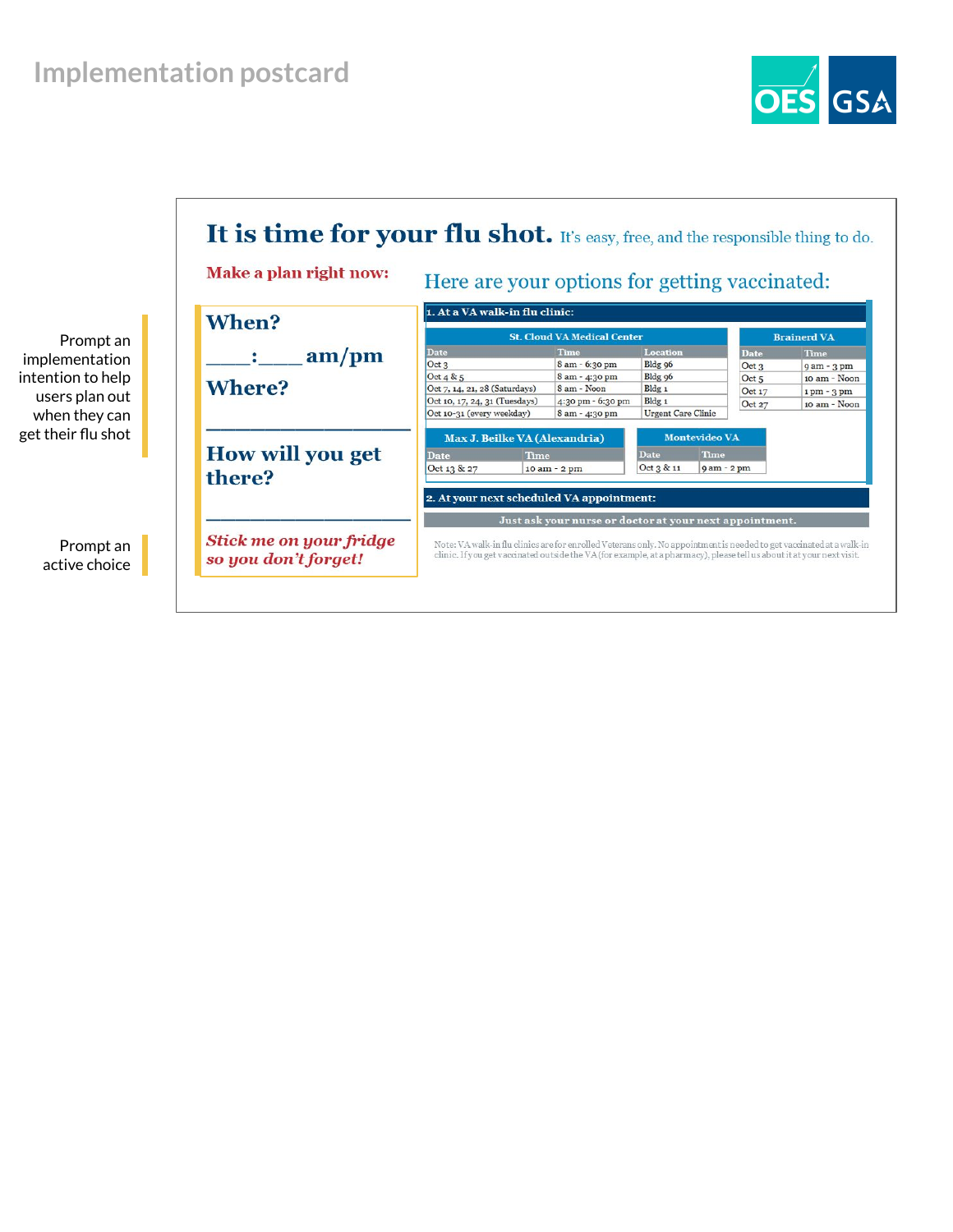# Implementation postcard

OES GSA

Prompt an implementation intention to help users plan out when they can get their flu shot

Prompt an active choice

## It is time for your flu shot. It's easy, free, and the responsible thing to do.

**Make a plan right now:**

**When?**

**____:____ am/pm**

**Where?**

____________________

**How will you get there?**

____________________

***Stick me on your fridge so you don't forget!***

Here are your options for getting vaccinated:

**1. At a VA walk-in flu clinic:**

**St. Cloud VA Medical Center**

| Date | Time | Location |
|---|---|---|
| Oct 3 | 8 am - 6:30 pm | Bldg 96 |
| Oct 4 & 5 | 8 am - 4:30 pm | Bldg 96 |
| Oct 7, 14, 21, 28 (Saturdays) | 8 am - Noon | Bldg 1 |
| Oct 10, 17, 24, 31 (Tuesdays) | 4:30 pm - 6:30 pm | Bldg 1 |
| Oct 10-31 (every weekday) | 8 am - 4:30 pm | Urgent Care Clinic |

**Brainerd VA**

| Date | Time |
|---|---|
| Oct 3 | 9 am - 3 pm |
| Oct 5 | 10 am - Noon |
| Oct 17 | 1 pm - 3 pm |
| Oct 27 | 10 am - Noon |

**Max J. Beilke VA (Alexandria)**

| Date | Time |
|---|---|
| Oct 13 & 27 | 10 am - 2 pm |

**Montevideo VA**

| Date | Time |
|---|---|
| Oct 3 & 11 | 9 am - 2 pm |

**2. At your next scheduled VA appointment:**

**Just ask your nurse or doctor at your next appointment.**

Note: VA walk-in flu clinics are for enrolled Veterans only. No appointment is needed to get vaccinated at a walk-in clinic. If you get vaccinated outside the VA (for example, at a pharmacy), please tell us about it at your next visit.